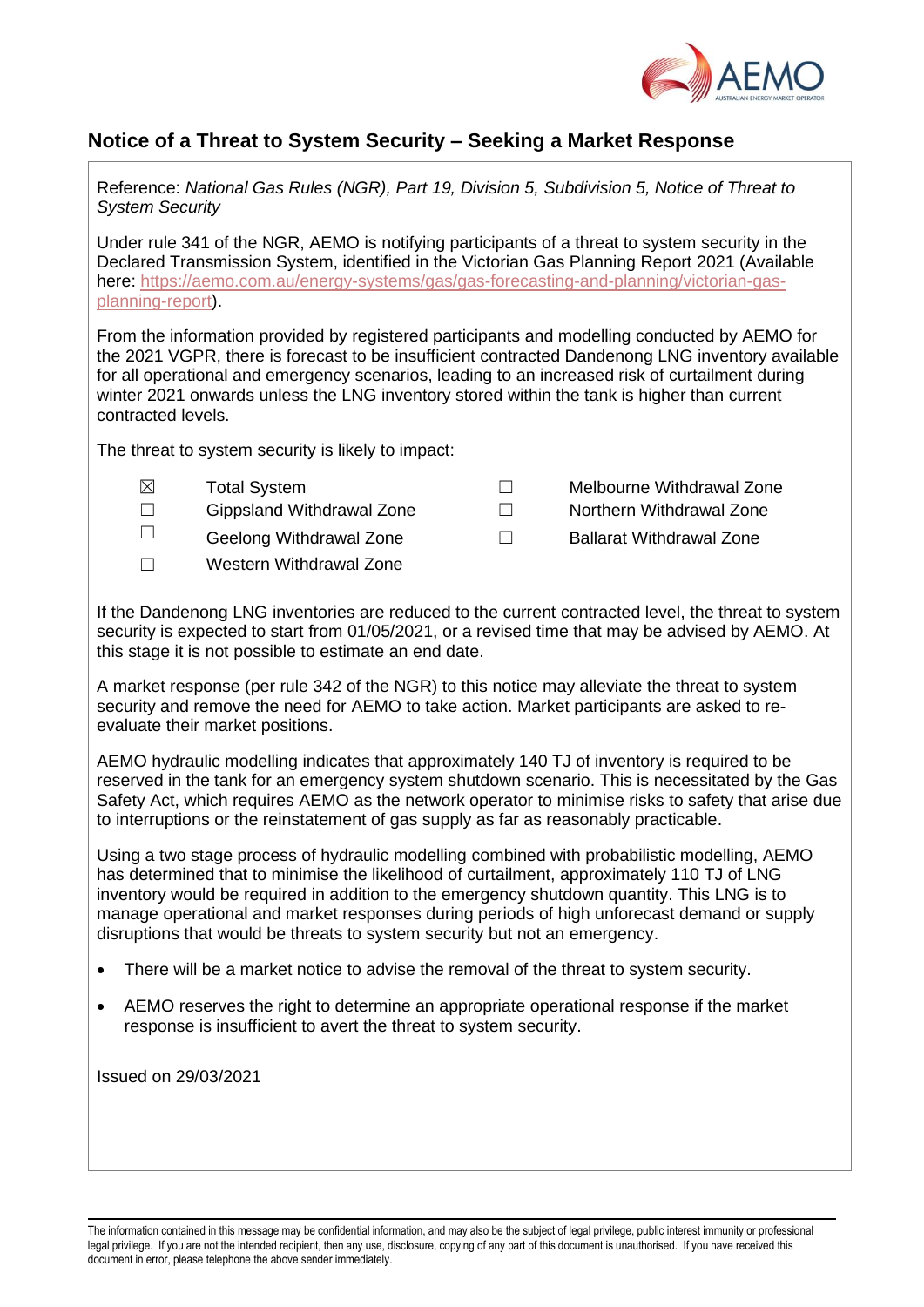# Notice of a Threat to System Security – Seeking a Market Response

Reference: *National Gas Rules (NGR), Part 19, Division 5, Subdivision 5, Notice of Threat to System Security*

Under rule 341 of the NGR, AEMO is notifying participants of a threat to system security in the Declared Transmission System, identified in the Victorian Gas Planning Report 2021 (Available here: [https://aemo.com.au/energy-systems/gas/gas-forecasting-and-planning/victorian-gas-planning-report](https://aemo.com.au/energy-systems/gas/gas-forecasting-and-planning/victorian-gas-planning-report)).

From the information provided by registered participants and modelling conducted by AEMO for the 2021 VGPR, there is forecast to be insufficient contracted Dandenong LNG inventory available for all operational and emergency scenarios, leading to an increased risk of curtailment during winter 2021 onwards unless the LNG inventory stored within the tank is higher than current contracted levels.

The threat to system security is likely to impact:

- ☒ Total System
- ☐ Gippsland Withdrawal Zone
- ☐ Geelong Withdrawal Zone
- ☐ Western Withdrawal Zone
- ☐ Melbourne Withdrawal Zone
- ☐ Northern Withdrawal Zone
- ☐ Ballarat Withdrawal Zone

If the Dandenong LNG inventories are reduced to the current contracted level, the threat to system security is expected to start from 01/05/2021, or a revised time that may be advised by AEMO. At this stage it is not possible to estimate an end date.

A market response (per rule 342 of the NGR) to this notice may alleviate the threat to system security and remove the need for AEMO to take action. Market participants are asked to re-evaluate their market positions.

AEMO hydraulic modelling indicates that approximately 140 TJ of inventory is required to be reserved in the tank for an emergency system shutdown scenario. This is necessitated by the Gas Safety Act, which requires AEMO as the network operator to minimise risks to safety that arise due to interruptions or the reinstatement of gas supply as far as reasonably practicable.

Using a two stage process of hydraulic modelling combined with probabilistic modelling, AEMO has determined that to minimise the likelihood of curtailment, approximately 110 TJ of LNG inventory would be required in addition to the emergency shutdown quantity. This LNG is to manage operational and market responses during periods of high unforecast demand or supply disruptions that would be threats to system security but not an emergency.

- There will be a market notice to advise the removal of the threat to system security.
- AEMO reserves the right to determine an appropriate operational response if the market response is insufficient to avert the threat to system security.

Issued on 29/03/2021

The information contained in this message may be confidential information, and may also be the subject of legal privilege, public interest immunity or professional legal privilege. If you are not the intended recipient, then any use, disclosure, copying of any part of this document is unauthorised. If you have received this document in error, please telephone the above sender immediately.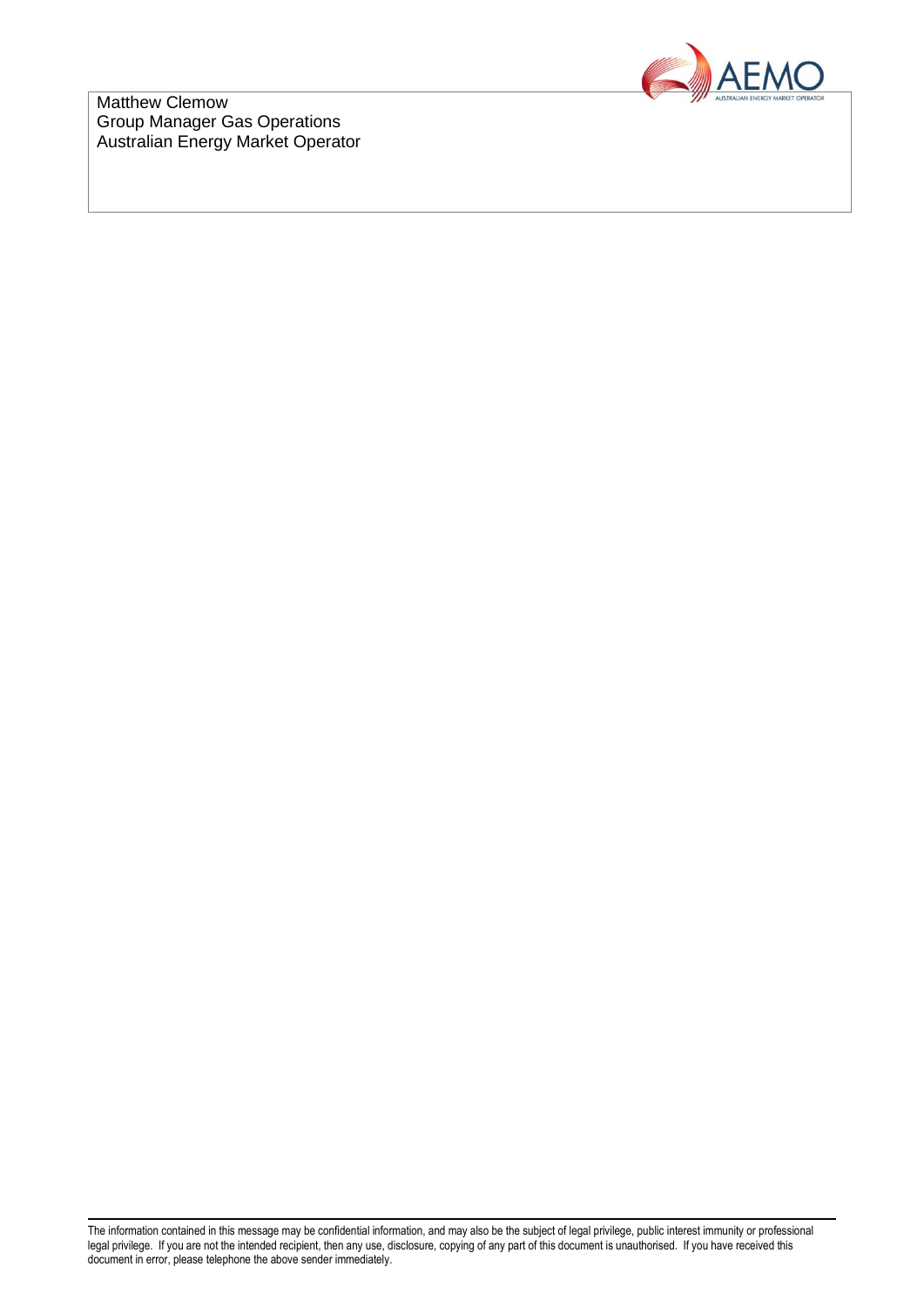Matthew Clemow
Group Manager Gas Operations
Australian Energy Market Operator

The information contained in this message may be confidential information, and may also be the subject of legal privilege, public interest immunity or professional legal privilege. If you are not the intended recipient, then any use, disclosure, copying of any part of this document is unauthorised. If you have received this document in error, please telephone the above sender immediately.